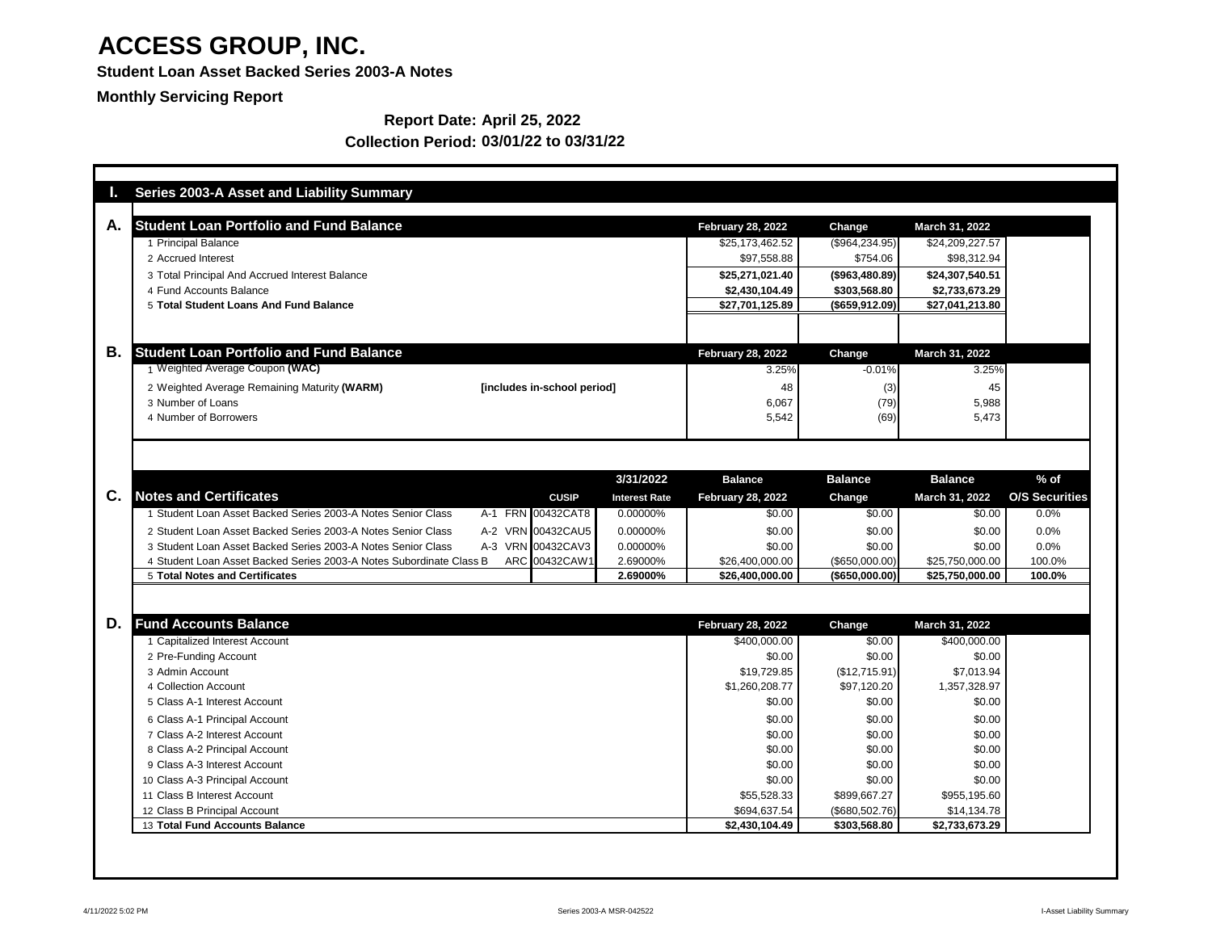# ACCESS GROUP, INC.

**Student Loan Asset Backed Series 2003-A Notes**

**Monthly Servicing Report**

**Report Date: April 25, 2022**

**Collection Period: 03/01/22 to 03/31/22**

## I. Series 2003-A Asset and Liability Summary

### A. Student Loan Portfolio and Fund Balance

| | February 28, 2022 | Change | March 31, 2022 |
|---|---|---|---|
| 1 Principal Balance | $25,173,462.52 | ($964,234.95) | $24,209,227.57 |
| 2 Accrued Interest | $97,558.88 | $754.06 | $98,312.94 |
| 3 Total Principal And Accrued Interest Balance | **$25,271,021.40** | **($963,480.89)** | **$24,307,540.51** |
| 4 Fund Accounts Balance | **$2,430,104.49** | **$303,568.80** | **$2,733,673.29** |
| 5 **Total Student Loans And Fund Balance** | **$27,701,125.89** | **($659,912.09)** | **$27,041,213.80** |

### B. Student Loan Portfolio and Fund Balance

| | | February 28, 2022 | Change | March 31, 2022 |
|---|---|---|---|---|
| 1 Weighted Average Coupon **(WAC)** | | 3.25% | -0.01% | 3.25% |
| 2 Weighted Average Remaining Maturity **(WARM)** | **[includes in-school period]** | 48 | (3) | 45 |
| 3 Number of Loans | | 6,067 | (79) | 5,988 |
| 4 Number of Borrowers | | 5,542 | (69) | 5,473 |

### C. Notes and Certificates

| | | CUSIP | 3/31/2022 Interest Rate | Balance February 28, 2022 | Balance Change | Balance March 31, 2022 | % of O/S Securities |
|---|---|---|---|---|---|---|---|
| 1 Student Loan Asset Backed Series 2003-A Notes Senior Class | A-1 FRN | 00432CAT8 | 0.00000% | $0.00 | $0.00 | $0.00 | 0.0% |
| 2 Student Loan Asset Backed Series 2003-A Notes Senior Class | A-2 VRN | 00432CAU5 | 0.00000% | $0.00 | $0.00 | $0.00 | 0.0% |
| 3 Student Loan Asset Backed Series 2003-A Notes Senior Class | A-3 VRN | 00432CAV3 | 0.00000% | $0.00 | $0.00 | $0.00 | 0.0% |
| 4 Student Loan Asset Backed Series 2003-A Notes Subordinate Class B | ARC | 00432CAW1 | 2.69000% | $26,400,000.00 | ($650,000.00) | $25,750,000.00 | 100.0% |
| 5 **Total Notes and Certificates** | | | **2.69000%** | **$26,400,000.00** | **($650,000.00)** | **$25,750,000.00** | **100.0%** |

### D. Fund Accounts Balance

| | February 28, 2022 | Change | March 31, 2022 |
|---|---|---|---|
| 1 Capitalized Interest Account | $400,000.00 | $0.00 | $400,000.00 |
| 2 Pre-Funding Account | $0.00 | $0.00 | $0.00 |
| 3 Admin Account | $19,729.85 | ($12,715.91) | $7,013.94 |
| 4 Collection Account | $1,260,208.77 | $97,120.20 | 1,357,328.97 |
| 5 Class A-1 Interest Account | $0.00 | $0.00 | $0.00 |
| 6 Class A-1 Principal Account | $0.00 | $0.00 | $0.00 |
| 7 Class A-2 Interest Account | $0.00 | $0.00 | $0.00 |
| 8 Class A-2 Principal Account | $0.00 | $0.00 | $0.00 |
| 9 Class A-3 Interest Account | $0.00 | $0.00 | $0.00 |
| 10 Class A-3 Principal Account | $0.00 | $0.00 | $0.00 |
| 11 Class B Interest Account | $55,528.33 | $899,667.27 | $955,195.60 |
| 12 Class B Principal Account | $694,637.54 | ($680,502.76) | $14,134.78 |
| 13 **Total Fund Accounts Balance** | **$2,430,104.49** | **$303,568.80** | **$2,733,673.29** |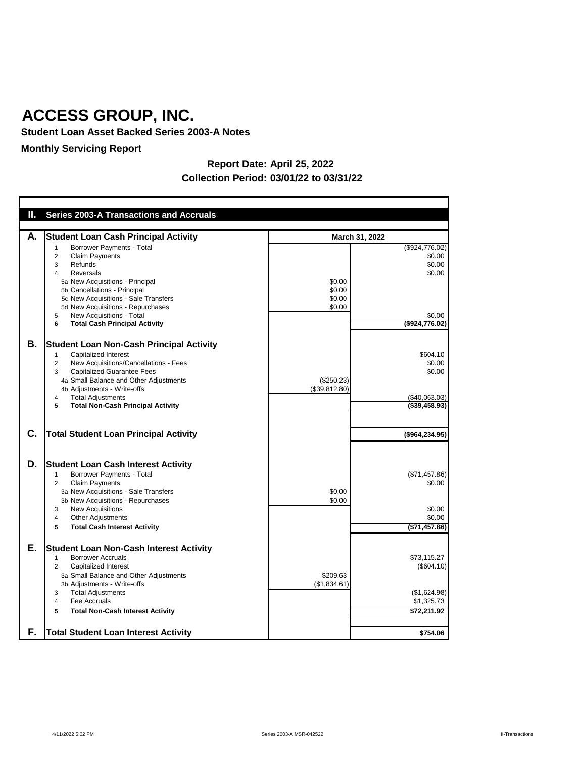# ACCESS GROUP, INC.

**Student Loan Asset Backed Series 2003-A Notes**

**Monthly Servicing Report**

**Report Date: April 25, 2022**

**Collection Period: 03/01/22 to 03/31/22**

## II. Series 2003-A Transactions and Accruals

| | | | March 31, 2022 |
|---|---|---|---|
| **A.** | **Student Loan Cash Principal Activity** | | |
| | 1 Borrower Payments - Total | | ($924,776.02) |
| | 2 Claim Payments | | $0.00 |
| | 3 Refunds | | $0.00 |
| | 4 Reversals | | $0.00 |
| | 5a New Acquisitions - Principal | $0.00 | |
| | 5b Cancellations - Principal | $0.00 | |
| | 5c New Acquisitions - Sale Transfers | $0.00 | |
| | 5d New Acquisitions - Repurchases | $0.00 | |
| | 5 New Acquisitions - Total | | $0.00 |
| | **6 Total Cash Principal Activity** | | **($924,776.02)** |
| **B.** | **Student Loan Non-Cash Principal Activity** | | |
| | 1 Capitalized Interest | | $604.10 |
| | 2 New Acquisitions/Cancellations - Fees | | $0.00 |
| | 3 Capitalized Guarantee Fees | | $0.00 |
| | 4a Small Balance and Other Adjustments | ($250.23) | |
| | 4b Adjustments - Write-offs | ($39,812.80) | |
| | 4 Total Adjustments | | ($40,063.03) |
| | **5 Total Non-Cash Principal Activity** | | **($39,458.93)** |
| **C.** | **Total Student Loan Principal Activity** | | **($964,234.95)** |
| **D.** | **Student Loan Cash Interest Activity** | | |
| | 1 Borrower Payments - Total | | ($71,457.86) |
| | 2 Claim Payments | | $0.00 |
| | 3a New Acquisitions - Sale Transfers | $0.00 | |
| | 3b New Acquisitions - Repurchases | $0.00 | |
| | 3 New Acquisitions | | $0.00 |
| | 4 Other Adjustments | | $0.00 |
| | **5 Total Cash Interest Activity** | | **($71,457.86)** |
| **E.** | **Student Loan Non-Cash Interest Activity** | | |
| | 1 Borrower Accruals | | $73,115.27 |
| | 2 Capitalized Interest | | ($604.10) |
| | 3a Small Balance and Other Adjustments | $209.63 | |
| | 3b Adjustments - Write-offs | ($1,834.61) | |
| | 3 Total Adjustments | | ($1,624.98) |
| | 4 Fee Accruals | | $1,325.73 |
| | **5 Total Non-Cash Interest Activity** | | **$72,211.92** |
| **F.** | **Total Student Loan Interest Activity** | | **$754.06** |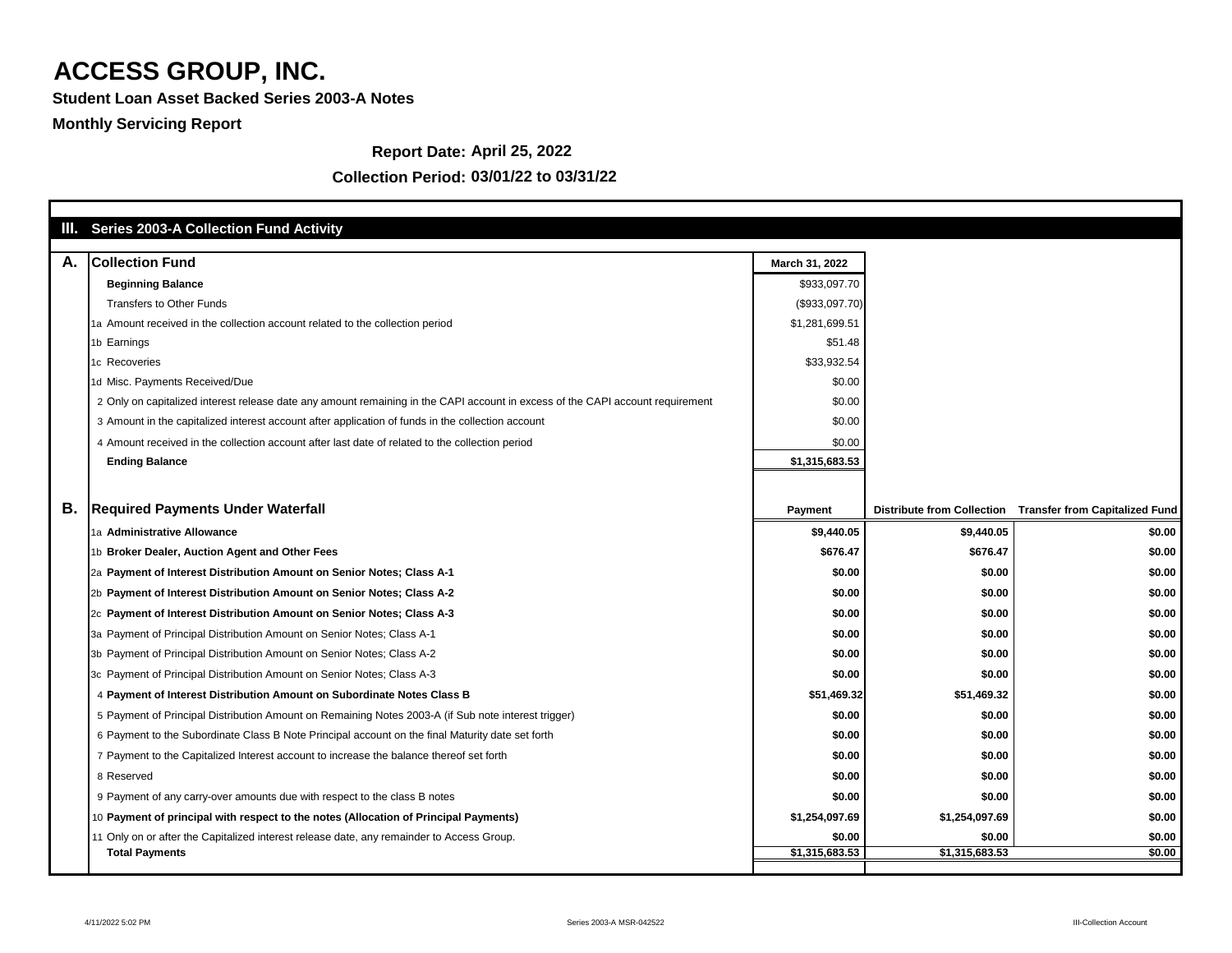# ACCESS GROUP, INC.

**Student Loan Asset Backed Series 2003-A Notes**

**Monthly Servicing Report**

**Report Date:** April 25, 2022

**Collection Period:** 03/01/22 to 03/31/22

## III. Series 2003-A Collection Fund Activity

| A. | Collection Fund | March 31, 2022 |
|---|---|---|
| | **Beginning Balance** | $933,097.70 |
| | Transfers to Other Funds | ($933,097.70) |
| 1a | Amount received in the collection account related to the collection period | $1,281,699.51 |
| 1b | Earnings | $51.48 |
| 1c | Recoveries | $33,932.54 |
| 1d | Misc. Payments Received/Due | $0.00 |
| 2 | Only on capitalized interest release date any amount remaining in the CAPI account in excess of the CAPI account requirement | $0.00 |
| 3 | Amount in the capitalized interest account after application of funds in the collection account | $0.00 |
| 4 | Amount received in the collection account after last date of related to the collection period | $0.00 |
| | **Ending Balance** | **$1,315,683.53** |

| B. | Required Payments Under Waterfall | Payment | Distribute from Collection | Transfer from Capitalized Fund |
|---|---|---|---|---|
| 1a | **Administrative Allowance** | **$9,440.05** | **$9,440.05** | **$0.00** |
| 1b | **Broker Dealer, Auction Agent and Other Fees** | **$676.47** | **$676.47** | **$0.00** |
| 2a | **Payment of Interest Distribution Amount on Senior Notes; Class A-1** | **$0.00** | **$0.00** | **$0.00** |
| 2b | **Payment of Interest Distribution Amount on Senior Notes; Class A-2** | **$0.00** | **$0.00** | **$0.00** |
| 2c | **Payment of Interest Distribution Amount on Senior Notes; Class A-3** | **$0.00** | **$0.00** | **$0.00** |
| 3a | Payment of Principal Distribution Amount on Senior Notes; Class A-1 | **$0.00** | **$0.00** | **$0.00** |
| 3b | Payment of Principal Distribution Amount on Senior Notes; Class A-2 | **$0.00** | **$0.00** | **$0.00** |
| 3c | Payment of Principal Distribution Amount on Senior Notes; Class A-3 | **$0.00** | **$0.00** | **$0.00** |
| 4 | **Payment of Interest Distribution Amount on Subordinate Notes Class B** | **$51,469.32** | **$51,469.32** | **$0.00** |
| 5 | Payment of Principal Distribution Amount on Remaining Notes 2003-A (if Sub note interest trigger) | **$0.00** | **$0.00** | **$0.00** |
| 6 | Payment to the Subordinate Class B Note Principal account on the final Maturity date set forth | **$0.00** | **$0.00** | **$0.00** |
| 7 | Payment to the Capitalized Interest account to increase the balance thereof set forth | **$0.00** | **$0.00** | **$0.00** |
| 8 | Reserved | **$0.00** | **$0.00** | **$0.00** |
| 9 | Payment of any carry-over amounts due with respect to the class B notes | **$0.00** | **$0.00** | **$0.00** |
| 10 | **Payment of principal with respect to the notes (Allocation of Principal Payments)** | **$1,254,097.69** | **$1,254,097.69** | **$0.00** |
| 11 | Only on or after the Capitalized interest release date, any remainder to Access Group. | **$0.00** | **$0.00** | **$0.00** |
| | **Total Payments** | **$1,315,683.53** | **$1,315,683.53** | **$0.00** |

4/11/2022 5:02 PM | Series 2003-A MSR-042522 | III-Collection Account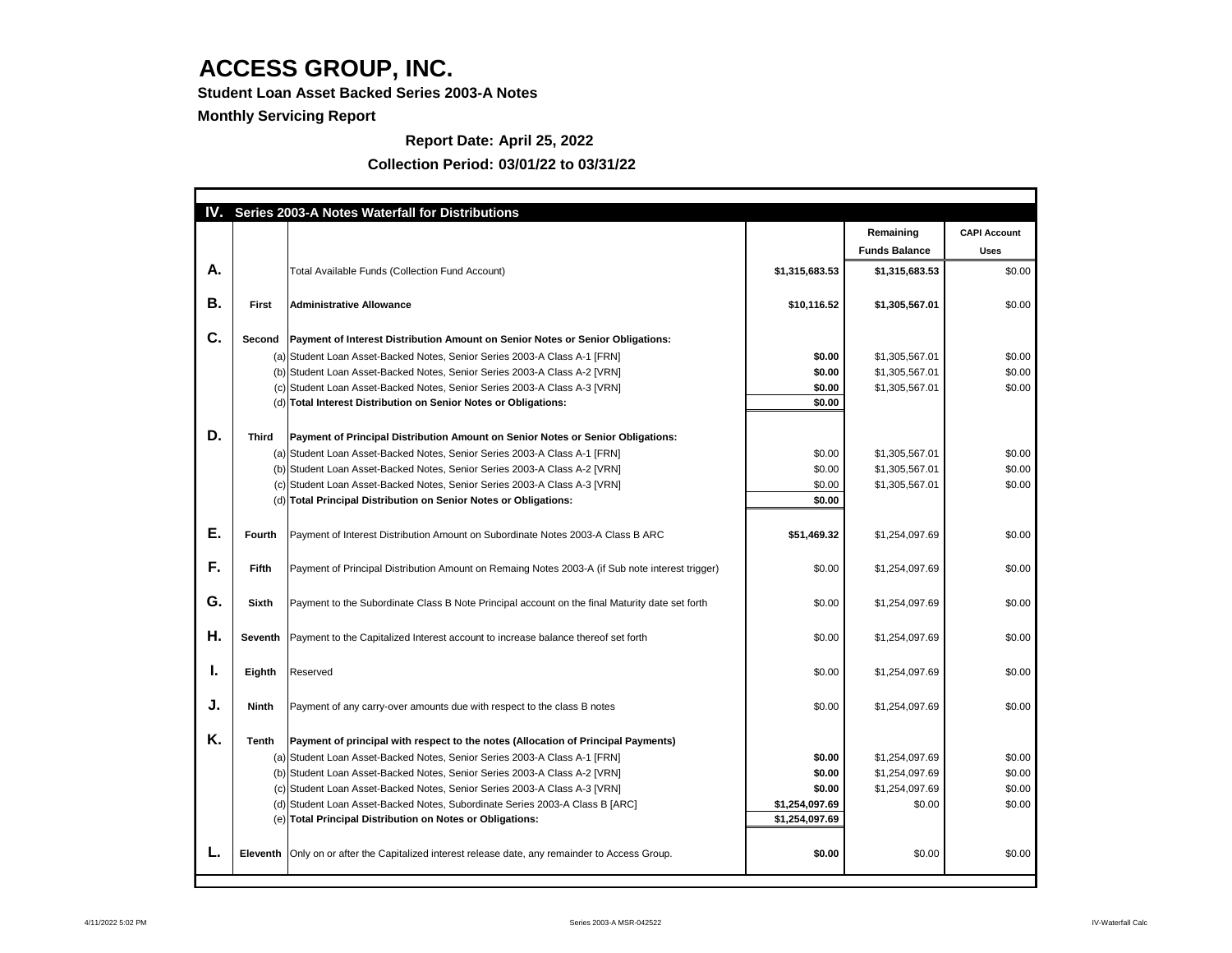# ACCESS GROUP, INC.

**Student Loan Asset Backed Series 2003-A Notes**

**Monthly Servicing Report**

**Report Date: April 25, 2022**

**Collection Period: 03/01/22 to 03/31/22**

| IV. | Series 2003-A Notes Waterfall for Distributions | | | | |
|---|---|---|---|---|---|
| | | | | **Remaining Funds Balance** | **CAPI Account Uses** |
| **A.** | | Total Available Funds (Collection Fund Account) | **$1,315,683.53** | **$1,315,683.53** | $0.00 |
| **B.** | **First** | **Administrative Allowance** | **$10,116.52** | **$1,305,567.01** | $0.00 |
| **C.** | **Second** | **Payment of Interest Distribution Amount on Senior Notes or Senior Obligations:** | | | |
| | (a) | Student Loan Asset-Backed Notes, Senior Series 2003-A Class A-1 [FRN] | **$0.00** | $1,305,567.01 | $0.00 |
| | (b) | Student Loan Asset-Backed Notes, Senior Series 2003-A Class A-2 [VRN] | **$0.00** | $1,305,567.01 | $0.00 |
| | (c) | Student Loan Asset-Backed Notes, Senior Series 2003-A Class A-3 [VRN] | **$0.00** | $1,305,567.01 | $0.00 |
| | (d) | **Total Interest Distribution on Senior Notes or Obligations:** | **$0.00** | | |
| **D.** | **Third** | **Payment of Principal Distribution Amount on Senior Notes or Senior Obligations:** | | | |
| | (a) | Student Loan Asset-Backed Notes, Senior Series 2003-A Class A-1 [FRN] | $0.00 | $1,305,567.01 | $0.00 |
| | (b) | Student Loan Asset-Backed Notes, Senior Series 2003-A Class A-2 [VRN] | $0.00 | $1,305,567.01 | $0.00 |
| | (c) | Student Loan Asset-Backed Notes, Senior Series 2003-A Class A-3 [VRN] | $0.00 | $1,305,567.01 | $0.00 |
| | (d) | **Total Principal Distribution on Senior Notes or Obligations:** | **$0.00** | | |
| **E.** | **Fourth** | Payment of Interest Distribution Amount on Subordinate Notes 2003-A Class B ARC | **$51,469.32** | $1,254,097.69 | $0.00 |
| **F.** | **Fifth** | Payment of Principal Distribution Amount on Remaing Notes 2003-A (if Sub note interest trigger) | $0.00 | $1,254,097.69 | $0.00 |
| **G.** | **Sixth** | Payment to the Subordinate Class B Note Principal account on the final Maturity date set forth | $0.00 | $1,254,097.69 | $0.00 |
| **H.** | **Seventh** | Payment to the Capitalized Interest account to increase balance thereof set forth | $0.00 | $1,254,097.69 | $0.00 |
| **I.** | **Eighth** | Reserved | $0.00 | $1,254,097.69 | $0.00 |
| **J.** | **Ninth** | Payment of any carry-over amounts due with respect to the class B notes | $0.00 | $1,254,097.69 | $0.00 |
| **K.** | **Tenth** | **Payment of principal with respect to the notes (Allocation of Principal Payments)** | | | |
| | (a) | Student Loan Asset-Backed Notes, Senior Series 2003-A Class A-1 [FRN] | **$0.00** | $1,254,097.69 | $0.00 |
| | (b) | Student Loan Asset-Backed Notes, Senior Series 2003-A Class A-2 [VRN] | **$0.00** | $1,254,097.69 | $0.00 |
| | (c) | Student Loan Asset-Backed Notes, Senior Series 2003-A Class A-3 [VRN] | **$0.00** | $1,254,097.69 | $0.00 |
| | (d) | Student Loan Asset-Backed Notes, Subordinate Series 2003-A Class B [ARC] | **$1,254,097.69** | $0.00 | $0.00 |
| | (e) | **Total Principal Distribution on Notes or Obligations:** | **$1,254,097.69** | | |
| **L.** | **Eleventh** | Only on or after the Capitalized interest release date, any remainder to Access Group. | **$0.00** | $0.00 | $0.00 |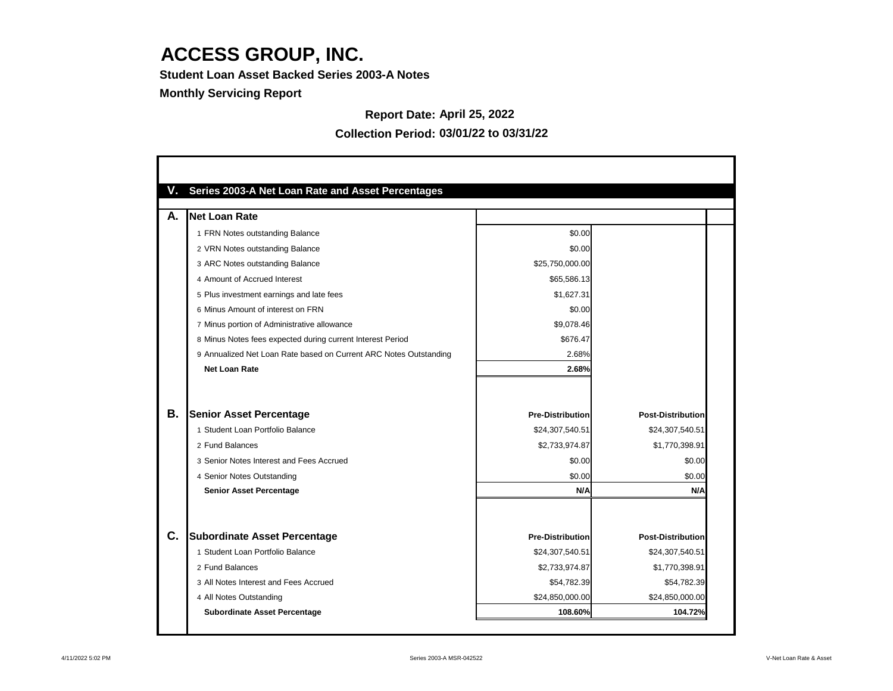# ACCESS GROUP, INC.

**Student Loan Asset Backed Series 2003-A Notes**

**Monthly Servicing Report**

**Report Date: April 25, 2022**

**Collection Period: 03/01/22 to 03/31/22**

## V. Series 2003-A Net Loan Rate and Asset Percentages

| | | | |
|---|---|---|---|
| **A.** | **Net Loan Rate** | | |
| | 1 FRN Notes outstanding Balance | $0.00 | |
| | 2 VRN Notes outstanding Balance | $0.00 | |
| | 3 ARC Notes outstanding Balance | $25,750,000.00 | |
| | 4 Amount of Accrued Interest | $65,586.13 | |
| | 5 Plus investment earnings and late fees | $1,627.31 | |
| | 6 Minus Amount of interest on FRN | $0.00 | |
| | 7 Minus portion of Administrative allowance | $9,078.46 | |
| | 8 Minus Notes fees expected during current Interest Period | $676.47 | |
| | 9 Annualized Net Loan Rate based on Current ARC Notes Outstanding | 2.68% | |
| | **Net Loan Rate** | **2.68%** | |
| | | | |
| **B.** | **Senior Asset Percentage** | **Pre-Distribution** | **Post-Distribution** |
| | 1 Student Loan Portfolio Balance | $24,307,540.51 | $24,307,540.51 |
| | 2 Fund Balances | $2,733,974.87 | $1,770,398.91 |
| | 3 Senior Notes Interest and Fees Accrued | $0.00 | $0.00 |
| | 4 Senior Notes Outstanding | $0.00 | $0.00 |
| | **Senior Asset Percentage** | **N/A** | **N/A** |
| | | | |
| **C.** | **Subordinate Asset Percentage** | **Pre-Distribution** | **Post-Distribution** |
| | 1 Student Loan Portfolio Balance | $24,307,540.51 | $24,307,540.51 |
| | 2 Fund Balances | $2,733,974.87 | $1,770,398.91 |
| | 3 All Notes Interest and Fees Accrued | $54,782.39 | $54,782.39 |
| | 4 All Notes Outstanding | $24,850,000.00 | $24,850,000.00 |
| | **Subordinate Asset Percentage** | **108.60%** | **104.72%** |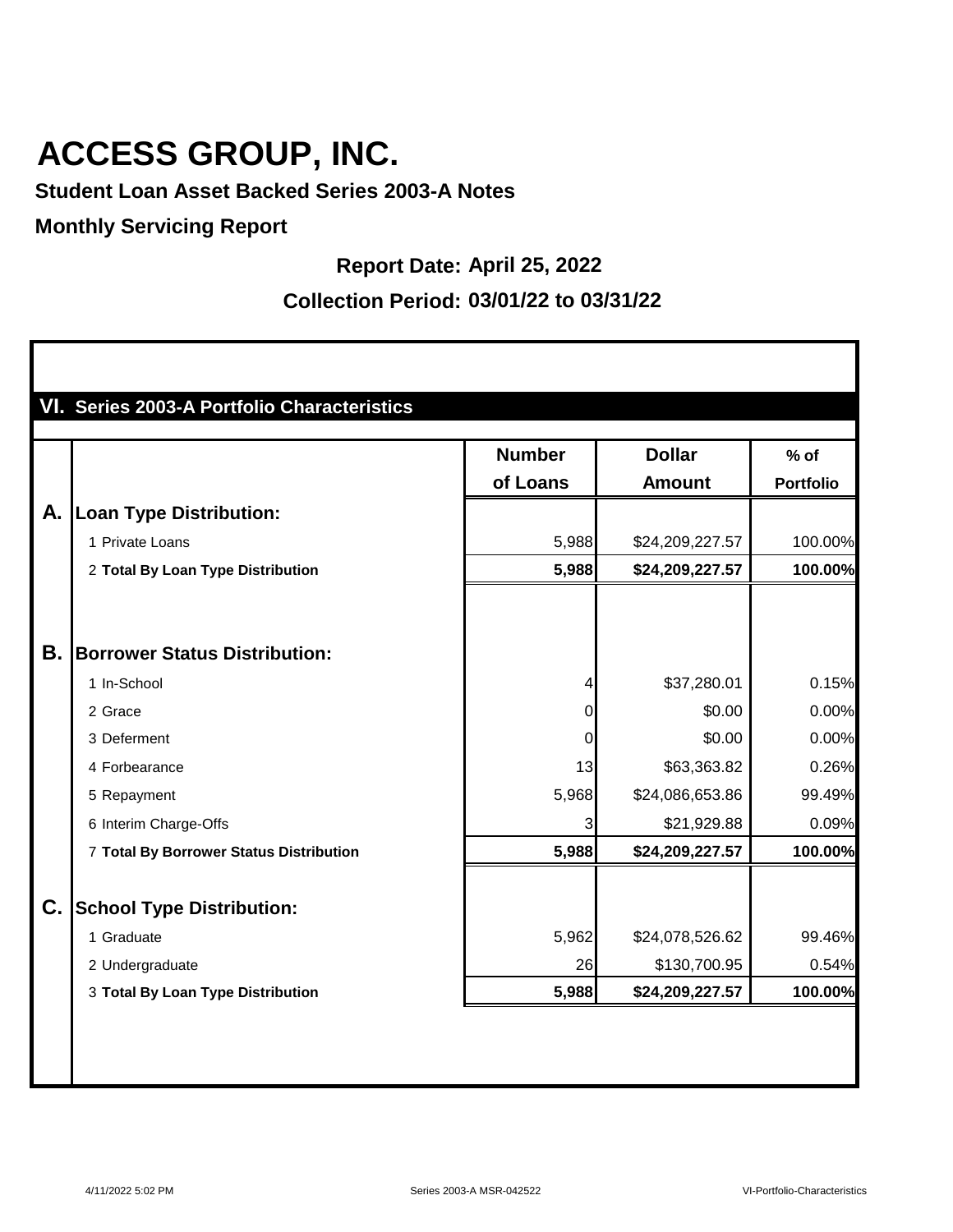# ACCESS GROUP, INC.

**Student Loan Asset Backed Series 2003-A Notes**

**Monthly Servicing Report**

**Report Date: April 25, 2022**

**Collection Period: 03/01/22 to 03/31/22**

## VI. Series 2003-A Portfolio Characteristics

| | | Number of Loans | Dollar Amount | % of Portfolio |
|---|---|---|---|---|
| **A.** | **Loan Type Distribution:** | | | |
| | 1 Private Loans | 5,988 | $24,209,227.57 | 100.00% |
| | 2 **Total By Loan Type Distribution** | **5,988** | **$24,209,227.57** | **100.00%** |
| **B.** | **Borrower Status Distribution:** | | | |
| | 1 In-School | 4 | $37,280.01 | 0.15% |
| | 2 Grace | 0 | $0.00 | 0.00% |
| | 3 Deferment | 0 | $0.00 | 0.00% |
| | 4 Forbearance | 13 | $63,363.82 | 0.26% |
| | 5 Repayment | 5,968 | $24,086,653.86 | 99.49% |
| | 6 Interim Charge-Offs | 3 | $21,929.88 | 0.09% |
| | 7 **Total By Borrower Status Distribution** | **5,988** | **$24,209,227.57** | **100.00%** |
| **C.** | **School Type Distribution:** | | | |
| | 1 Graduate | 5,962 | $24,078,526.62 | 99.46% |
| | 2 Undergraduate | 26 | $130,700.95 | 0.54% |
| | 3 **Total By Loan Type Distribution** | **5,988** | **$24,209,227.57** | **100.00%** |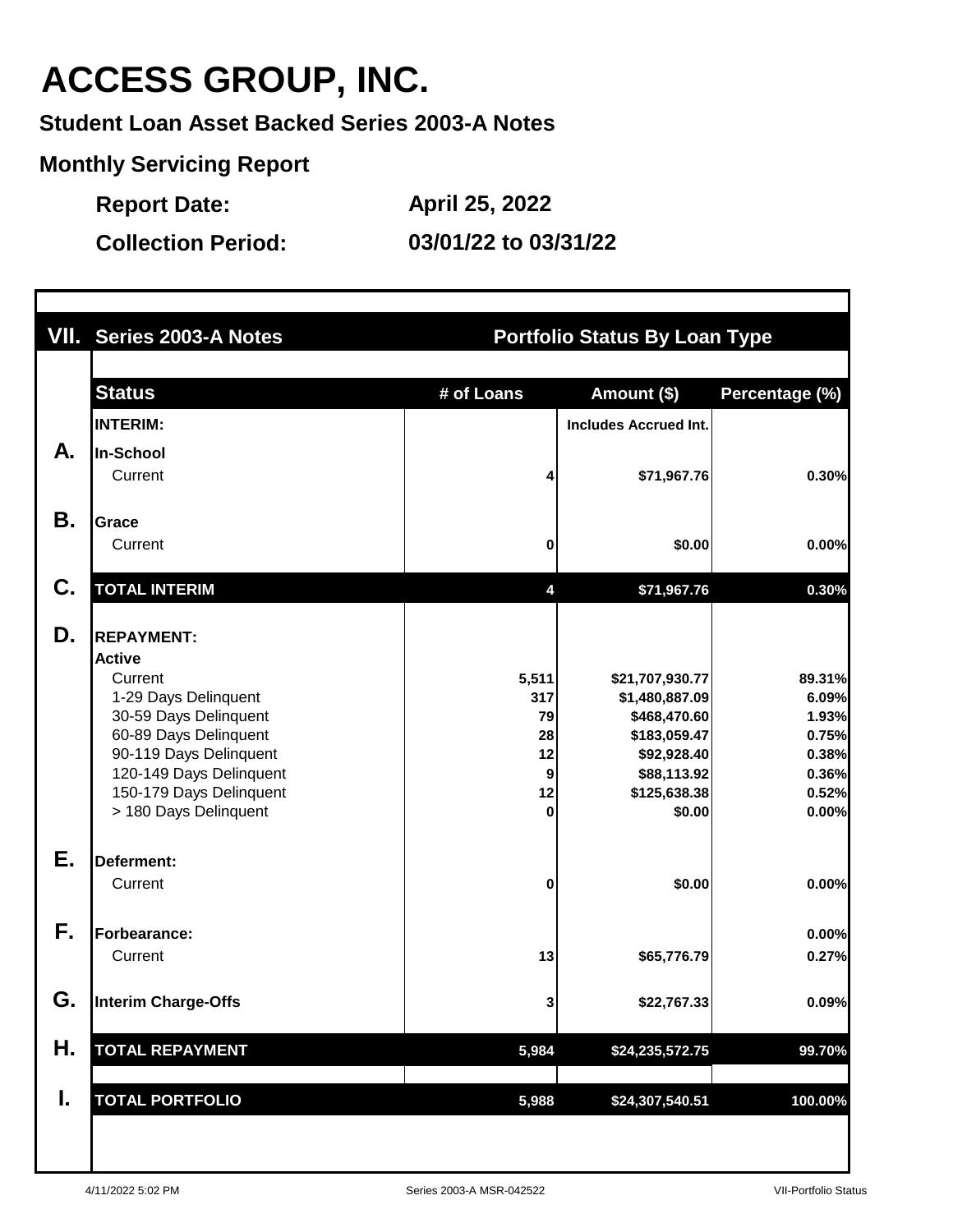# ACCESS GROUP, INC.

**Student Loan Asset Backed Series 2003-A Notes**

**Monthly Servicing Report**

**Report Date:** April 25, 2022

**Collection Period:** 03/01/22 to 03/31/22

## VII. Series 2003-A Notes — Portfolio Status By Loan Type

| | Status | # of Loans | Amount ($) | Percentage (%) |
|---|---|---|---|---|
| | **INTERIM:** | | Includes Accrued Int. | |
| **A.** | **In-School** | | | |
| | Current | 4 | $71,967.76 | 0.30% |
| **B.** | **Grace** | | | |
| | Current | 0 | $0.00 | 0.00% |
| **C.** | **TOTAL INTERIM** | **4** | **$71,967.76** | **0.30%** |
| **D.** | **REPAYMENT:** | | | |
| | **Active** | | | |
| | Current | 5,511 | $21,707,930.77 | 89.31% |
| | 1-29 Days Delinquent | 317 | $1,480,887.09 | 6.09% |
| | 30-59 Days Delinquent | 79 | $468,470.60 | 1.93% |
| | 60-89 Days Delinquent | 28 | $183,059.47 | 0.75% |
| | 90-119 Days Delinquent | 12 | $92,928.40 | 0.38% |
| | 120-149 Days Delinquent | 9 | $88,113.92 | 0.36% |
| | 150-179 Days Delinquent | 12 | $125,638.38 | 0.52% |
| | > 180 Days Delinquent | 0 | $0.00 | 0.00% |
| **E.** | **Deferment:** | | | |
| | Current | 0 | $0.00 | 0.00% |
| **F.** | **Forbearance:** | | | 0.00% |
| | Current | 13 | $65,776.79 | 0.27% |
| **G.** | **Interim Charge-Offs** | 3 | $22,767.33 | 0.09% |
| **H.** | **TOTAL REPAYMENT** | **5,984** | **$24,235,572.75** | **99.70%** |
| **I.** | **TOTAL PORTFOLIO** | **5,988** | **$24,307,540.51** | **100.00%** |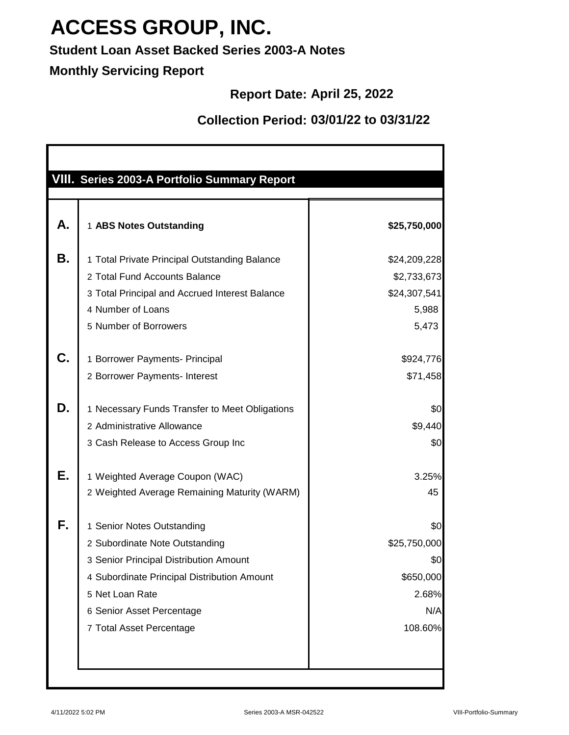# ACCESS GROUP, INC.

**Student Loan Asset Backed Series 2003-A Notes**

**Monthly Servicing Report**

**Report Date: April 25, 2022**

**Collection Period: 03/01/22 to 03/31/22**

## VIII. Series 2003-A Portfolio Summary Report

| | | |
|---|---|---|
| **A.** | 1 **ABS Notes Outstanding** | **$25,750,000** |
| **B.** | 1 Total Private Principal Outstanding Balance | $24,209,228 |
| | 2 Total Fund Accounts Balance | $2,733,673 |
| | 3 Total Principal and Accrued Interest Balance | $24,307,541 |
| | 4 Number of Loans | 5,988 |
| | 5 Number of Borrowers | 5,473 |
| **C.** | 1 Borrower Payments- Principal | $924,776 |
| | 2 Borrower Payments- Interest | $71,458 |
| **D.** | 1 Necessary Funds Transfer to Meet Obligations | $0 |
| | 2 Administrative Allowance | $9,440 |
| | 3 Cash Release to Access Group Inc | $0 |
| **E.** | 1 Weighted Average Coupon (WAC) | 3.25% |
| | 2 Weighted Average Remaining Maturity (WARM) | 45 |
| **F.** | 1 Senior Notes Outstanding | $0 |
| | 2 Subordinate Note Outstanding | $25,750,000 |
| | 3 Senior Principal Distribution Amount | $0 |
| | 4 Subordinate Principal Distribution Amount | $650,000 |
| | 5 Net Loan Rate | 2.68% |
| | 6 Senior Asset Percentage | N/A |
| | 7 Total Asset Percentage | 108.60% |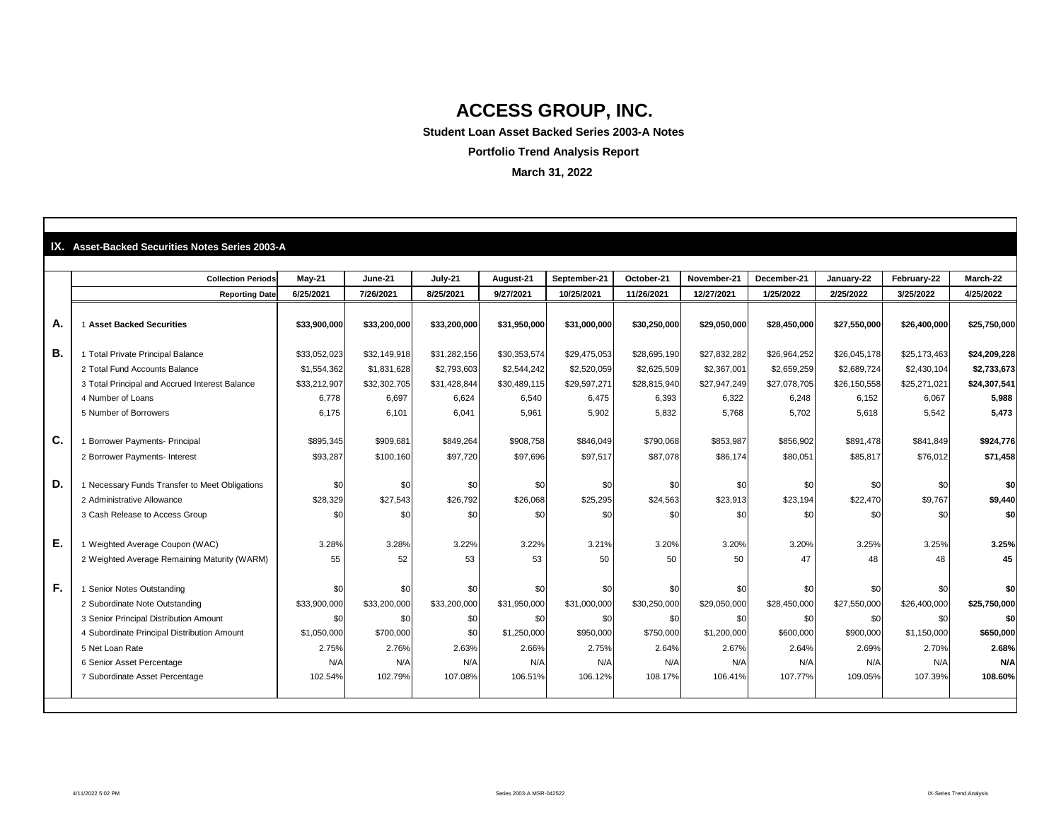# ACCESS GROUP, INC.

**Student Loan Asset Backed Series 2003-A Notes**

**Portfolio Trend Analysis Report**

**March 31, 2022**

## IX. Asset-Backed Securities Notes Series 2003-A

| | Collection Periods | May-21 | June-21 | July-21 | August-21 | September-21 | October-21 | November-21 | December-21 | January-22 | February-22 | March-22 |
|---|---|---|---|---|---|---|---|---|---|---|---|---|
| | Reporting Date | 6/25/2021 | 7/26/2021 | 8/25/2021 | 9/27/2021 | 10/25/2021 | 11/26/2021 | 12/27/2021 | 1/25/2022 | 2/25/2022 | 3/25/2022 | 4/25/2022 |
| **A.** | 1 **Asset Backed Securities** | **$33,900,000** | **$33,200,000** | **$33,200,000** | **$31,950,000** | **$31,000,000** | **$30,250,000** | **$29,050,000** | **$28,450,000** | **$27,550,000** | **$26,400,000** | **$25,750,000** |
| **B.** | 1 Total Private Principal Balance | $33,052,023 | $32,149,918 | $31,282,156 | $30,353,574 | $29,475,053 | $28,695,190 | $27,832,282 | $26,964,252 | $26,045,178 | $25,173,463 | **$24,209,228** |
| | 2 Total Fund Accounts Balance | $1,554,362 | $1,831,628 | $2,793,603 | $2,544,242 | $2,520,059 | $2,625,509 | $2,367,001 | $2,659,259 | $2,689,724 | $2,430,104 | **$2,733,673** |
| | 3 Total Principal and Accrued Interest Balance | $33,212,907 | $32,302,705 | $31,428,844 | $30,489,115 | $29,597,271 | $28,815,940 | $27,947,249 | $27,078,705 | $26,150,558 | $25,271,021 | **$24,307,541** |
| | 4 Number of Loans | 6,778 | 6,697 | 6,624 | 6,540 | 6,475 | 6,393 | 6,322 | 6,248 | 6,152 | 6,067 | **5,988** |
| | 5 Number of Borrowers | 6,175 | 6,101 | 6,041 | 5,961 | 5,902 | 5,832 | 5,768 | 5,702 | 5,618 | 5,542 | **5,473** |
| **C.** | 1 Borrower Payments- Principal | $895,345 | $909,681 | $849,264 | $908,758 | $846,049 | $790,068 | $853,987 | $856,902 | $891,478 | $841,849 | **$924,776** |
| | 2 Borrower Payments- Interest | $93,287 | $100,160 | $97,720 | $97,696 | $97,517 | $87,078 | $86,174 | $80,051 | $85,817 | $76,012 | **$71,458** |
| **D.** | 1 Necessary Funds Transfer to Meet Obligations | $0 | $0 | $0 | $0 | $0 | $0 | $0 | $0 | $0 | $0 | **$0** |
| | 2 Administrative Allowance | $28,329 | $27,543 | $26,792 | $26,068 | $25,295 | $24,563 | $23,913 | $23,194 | $22,470 | $9,767 | **$9,440** |
| | 3 Cash Release to Access Group | $0 | $0 | $0 | $0 | $0 | $0 | $0 | $0 | $0 | $0 | **$0** |
| **E.** | 1 Weighted Average Coupon (WAC) | 3.28% | 3.28% | 3.22% | 3.22% | 3.21% | 3.20% | 3.20% | 3.20% | 3.25% | 3.25% | **3.25%** |
| | 2 Weighted Average Remaining Maturity (WARM) | 55 | 52 | 53 | 53 | 50 | 50 | 50 | 47 | 48 | 48 | **45** |
| **F.** | 1 Senior Notes Outstanding | $0 | $0 | $0 | $0 | $0 | $0 | $0 | $0 | $0 | $0 | **$0** |
| | 2 Subordinate Note Outstanding | $33,900,000 | $33,200,000 | $33,200,000 | $31,950,000 | $31,000,000 | $30,250,000 | $29,050,000 | $28,450,000 | $27,550,000 | $26,400,000 | **$25,750,000** |
| | 3 Senior Principal Distribution Amount | $0 | $0 | $0 | $0 | $0 | $0 | $0 | $0 | $0 | $0 | **$0** |
| | 4 Subordinate Principal Distribution Amount | $1,050,000 | $700,000 | $0 | $1,250,000 | $950,000 | $750,000 | $1,200,000 | $600,000 | $900,000 | $1,150,000 | **$650,000** |
| | 5 Net Loan Rate | 2.75% | 2.76% | 2.63% | 2.66% | 2.75% | 2.64% | 2.67% | 2.64% | 2.69% | 2.70% | **2.68%** |
| | 6 Senior Asset Percentage | N/A | N/A | N/A | N/A | N/A | N/A | N/A | N/A | N/A | N/A | **N/A** |
| | 7 Subordinate Asset Percentage | 102.54% | 102.79% | 107.08% | 106.51% | 106.12% | 108.17% | 106.41% | 107.77% | 109.05% | 107.39% | **108.60%** |

4/11/2022 5:02 PM | Series 2003-A MSR-042522 | IX-Series Trend Analysis